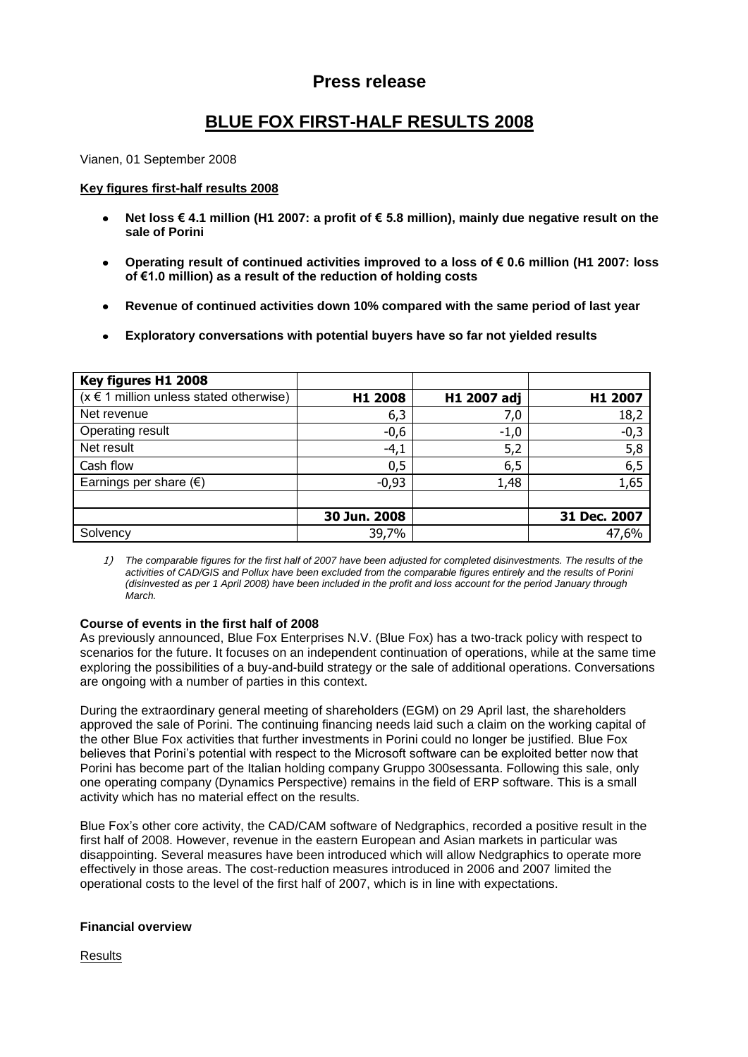# Press release

## BLUE FOX FIRST-HALF RESULTS 2008

Vianen, 01 September 2008

**Key figures first-half results 2008**

- **Net loss € 4.1 million (H1 2007: a profit of € 5.8 million), mainly due negative result on the sale of Porini**
- **Operating result of continued activities improved to a loss of € 0.6 million (H1 2007: loss of €1.0 million) as a result of the reduction of holding costs**
- **Revenue of continued activities down 10% compared with the same period of last year**
- **Exploratory conversations with potential buyers have so far not yielded results**

| **Key figures H1 2008** | | | |
|---|---|---|---|
| (x € 1 million unless stated otherwise) | **H1 2008** | **H1 2007 adj** | **H1 2007** |
| Net revenue | 6,3 | 7,0 | 18,2 |
| Operating result | -0,6 | -1,0 | -0,3 |
| Net result | -4,1 | 5,2 | 5,8 |
| Cash flow | 0,5 | 6,5 | 6,5 |
| Earnings per share (€) | -0,93 | 1,48 | 1,65 |
| | | | |
| | **30 Jun. 2008** | | **31 Dec. 2007** |
| Solvency | 39,7% | | 47,6% |

*1) The comparable figures for the first half of 2007 have been adjusted for completed disinvestments. The results of the activities of CAD/GIS and Pollux have been excluded from the comparable figures entirely and the results of Porini (disinvested as per 1 April 2008) have been included in the profit and loss account for the period January through March.*

**Course of events in the first half of 2008**

As previously announced, Blue Fox Enterprises N.V. (Blue Fox) has a two-track policy with respect to scenarios for the future. It focuses on an independent continuation of operations, while at the same time exploring the possibilities of a buy-and-build strategy or the sale of additional operations. Conversations are ongoing with a number of parties in this context.

During the extraordinary general meeting of shareholders (EGM) on 29 April last, the shareholders approved the sale of Porini. The continuing financing needs laid such a claim on the working capital of the other Blue Fox activities that further investments in Porini could no longer be justified. Blue Fox believes that Porini's potential with respect to the Microsoft software can be exploited better now that Porini has become part of the Italian holding company Gruppo 300sessanta. Following this sale, only one operating company (Dynamics Perspective) remains in the field of ERP software. This is a small activity which has no material effect on the results.

Blue Fox's other core activity, the CAD/CAM software of Nedgraphics, recorded a positive result in the first half of 2008. However, revenue in the eastern European and Asian markets in particular was disappointing. Several measures have been introduced which will allow Nedgraphics to operate more effectively in those areas. The cost-reduction measures introduced in 2006 and 2007 limited the operational costs to the level of the first half of 2007, which is in line with expectations.

**Financial overview**

Results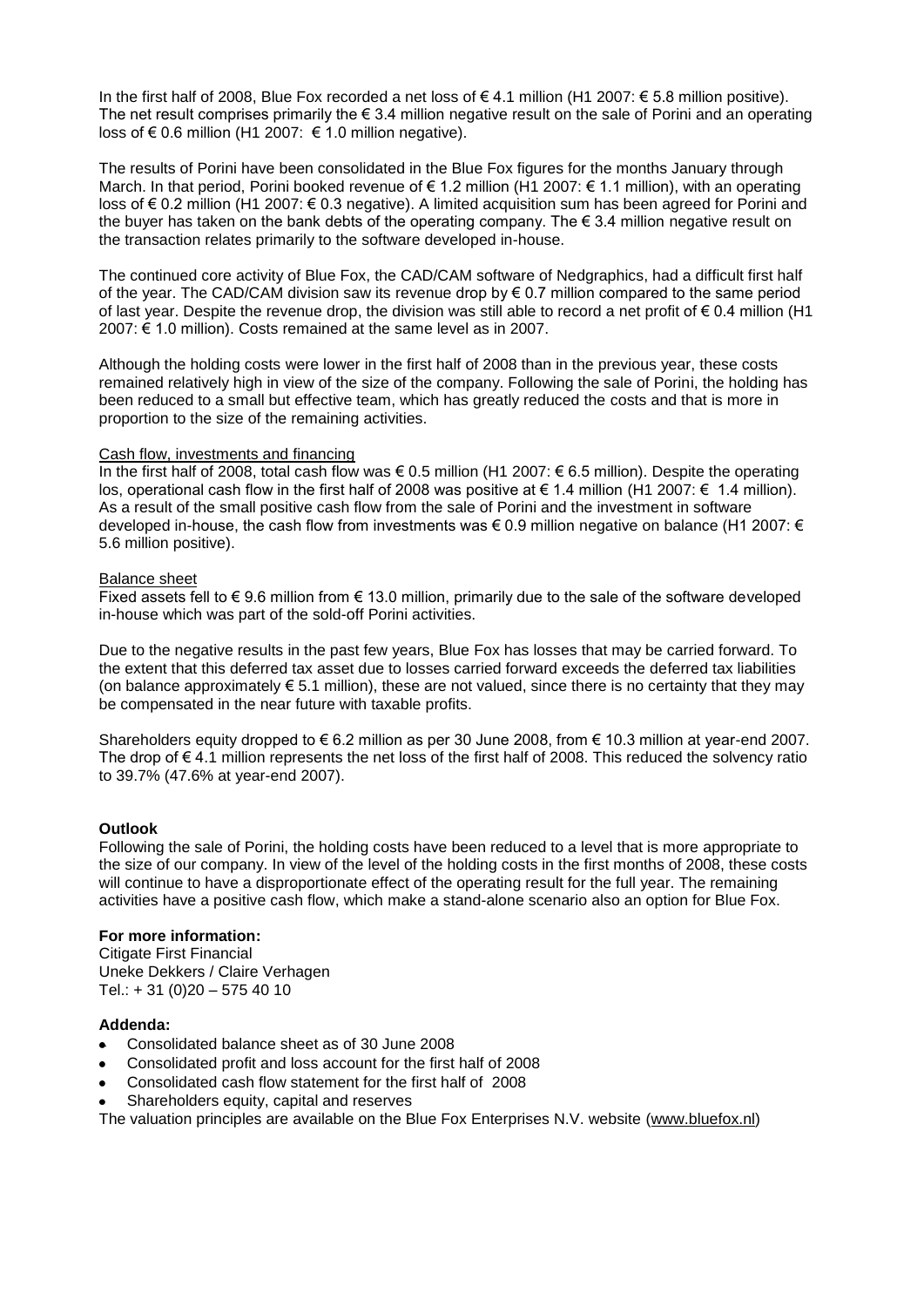In the first half of 2008, Blue Fox recorded a net loss of € 4.1 million (H1 2007: € 5.8 million positive). The net result comprises primarily the € 3.4 million negative result on the sale of Porini and an operating loss of € 0.6 million (H1 2007: € 1.0 million negative).

The results of Porini have been consolidated in the Blue Fox figures for the months January through March. In that period, Porini booked revenue of € 1.2 million (H1 2007: € 1.1 million), with an operating loss of € 0.2 million (H1 2007: € 0.3 negative). A limited acquisition sum has been agreed for Porini and the buyer has taken on the bank debts of the operating company. The € 3.4 million negative result on the transaction relates primarily to the software developed in-house.

The continued core activity of Blue Fox, the CAD/CAM software of Nedgraphics, had a difficult first half of the year. The CAD/CAM division saw its revenue drop by € 0.7 million compared to the same period of last year. Despite the revenue drop, the division was still able to record a net profit of € 0.4 million (H1 2007: € 1.0 million). Costs remained at the same level as in 2007.

Although the holding costs were lower in the first half of 2008 than in the previous year, these costs remained relatively high in view of the size of the company. Following the sale of Porini, the holding has been reduced to a small but effective team, which has greatly reduced the costs and that is more in proportion to the size of the remaining activities.

Cash flow, investments and financing

In the first half of 2008, total cash flow was € 0.5 million (H1 2007: € 6.5 million). Despite the operating los, operational cash flow in the first half of 2008 was positive at € 1.4 million (H1 2007: € 1.4 million). As a result of the small positive cash flow from the sale of Porini and the investment in software developed in-house, the cash flow from investments was € 0.9 million negative on balance (H1 2007: € 5.6 million positive).

Balance sheet

Fixed assets fell to € 9.6 million from € 13.0 million, primarily due to the sale of the software developed in-house which was part of the sold-off Porini activities.

Due to the negative results in the past few years, Blue Fox has losses that may be carried forward. To the extent that this deferred tax asset due to losses carried forward exceeds the deferred tax liabilities (on balance approximately € 5.1 million), these are not valued, since there is no certainty that they may be compensated in the near future with taxable profits.

Shareholders equity dropped to € 6.2 million as per 30 June 2008, from € 10.3 million at year-end 2007. The drop of € 4.1 million represents the net loss of the first half of 2008. This reduced the solvency ratio to 39.7% (47.6% at year-end 2007).

**Outlook**

Following the sale of Porini, the holding costs have been reduced to a level that is more appropriate to the size of our company. In view of the level of the holding costs in the first months of 2008, these costs will continue to have a disproportionate effect of the operating result for the full year. The remaining activities have a positive cash flow, which make a stand-alone scenario also an option for Blue Fox.

**For more information:**

Citigate First Financial
Uneke Dekkers / Claire Verhagen
Tel.: + 31 (0)20 – 575 40 10

**Addenda:**

- Consolidated balance sheet as of 30 June 2008
- Consolidated profit and loss account for the first half of 2008
- Consolidated cash flow statement for the first half of 2008
- Shareholders equity, capital and reserves

The valuation principles are available on the Blue Fox Enterprises N.V. website (www.bluefox.nl)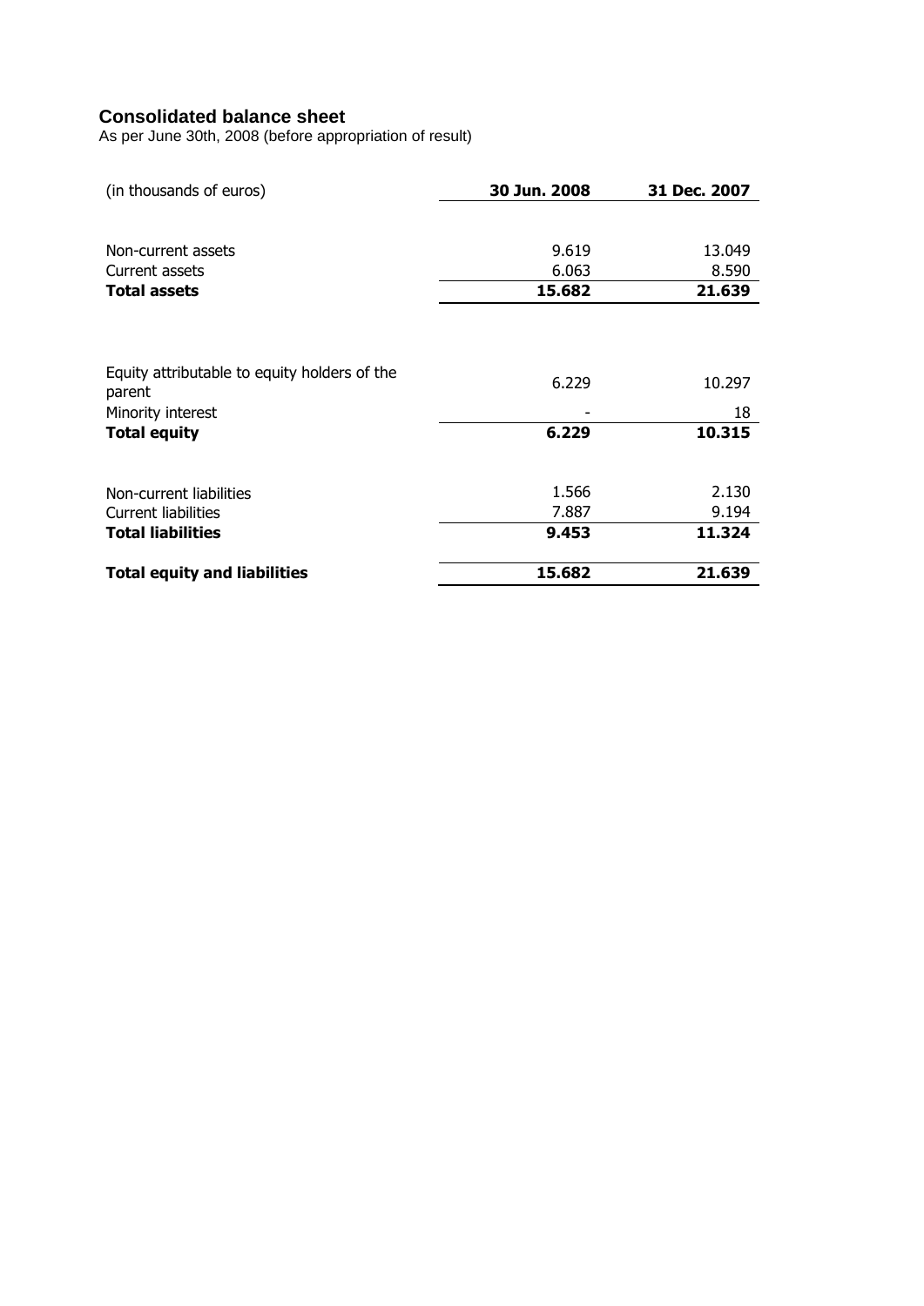## Consolidated balance sheet

As per June 30th, 2008 (before appropriation of result)

| (in thousands of euros) | 30 Jun. 2008 | 31 Dec. 2007 |
|---|---|---|
| Non-current assets | 9.619 | 13.049 |
| Current assets | 6.063 | 8.590 |
| **Total assets** | **15.682** | **21.639** |
| | | |
| Equity attributable to equity holders of the parent | 6.229 | 10.297 |
| Minority interest | - | 18 |
| **Total equity** | **6.229** | **10.315** |
| | | |
| Non-current liabilities | 1.566 | 2.130 |
| Current liabilities | 7.887 | 9.194 |
| **Total liabilities** | **9.453** | **11.324** |
| | | |
| **Total equity and liabilities** | **15.682** | **21.639** |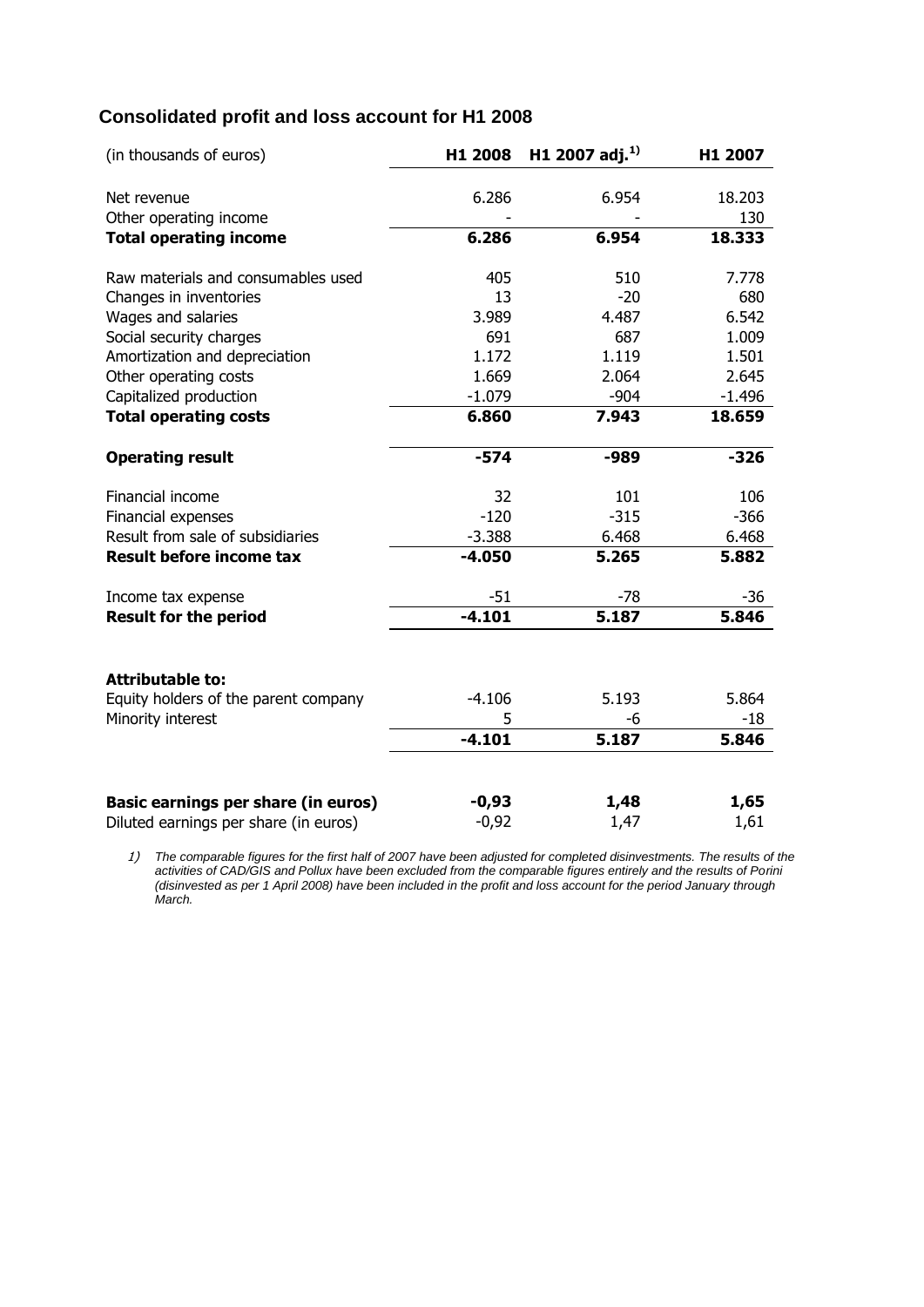## Consolidated profit and loss account for H1 2008

| (in thousands of euros) | H1 2008 | H1 2007 adj.[1)] | H1 2007 |
|---|---|---|---|
| Net revenue | 6.286 | 6.954 | 18.203 |
| Other operating income | - | - | 130 |
| **Total operating income** | **6.286** | **6.954** | **18.333** |
| Raw materials and consumables used | 405 | 510 | 7.778 |
| Changes in inventories | 13 | -20 | 680 |
| Wages and salaries | 3.989 | 4.487 | 6.542 |
| Social security charges | 691 | 687 | 1.009 |
| Amortization and depreciation | 1.172 | 1.119 | 1.501 |
| Other operating costs | 1.669 | 2.064 | 2.645 |
| Capitalized production | -1.079 | -904 | -1.496 |
| **Total operating costs** | **6.860** | **7.943** | **18.659** |
| **Operating result** | **-574** | **-989** | **-326** |
| Financial income | 32 | 101 | 106 |
| Financial expenses | -120 | -315 | -366 |
| Result from sale of subsidiaries | -3.388 | 6.468 | 6.468 |
| **Result before income tax** | **-4.050** | **5.265** | **5.882** |
| Income tax expense | -51 | -78 | -36 |
| **Result for the period** | **-4.101** | **5.187** | **5.846** |
| **Attributable to:** | | | |
| Equity holders of the parent company | -4.106 | 5.193 | 5.864 |
| Minority interest | 5 | -6 | -18 |
| | **-4.101** | **5.187** | **5.846** |
| **Basic earnings per share (in euros)** | **-0,93** | **1,48** | **1,65** |
| Diluted earnings per share (in euros) | -0,92 | 1,47 | 1,61 |

*1) The comparable figures for the first half of 2007 have been adjusted for completed disinvestments. The results of the activities of CAD/GIS and Pollux have been excluded from the comparable figures entirely and the results of Porini (disinvested as per 1 April 2008) have been included in the profit and loss account for the period January through March.*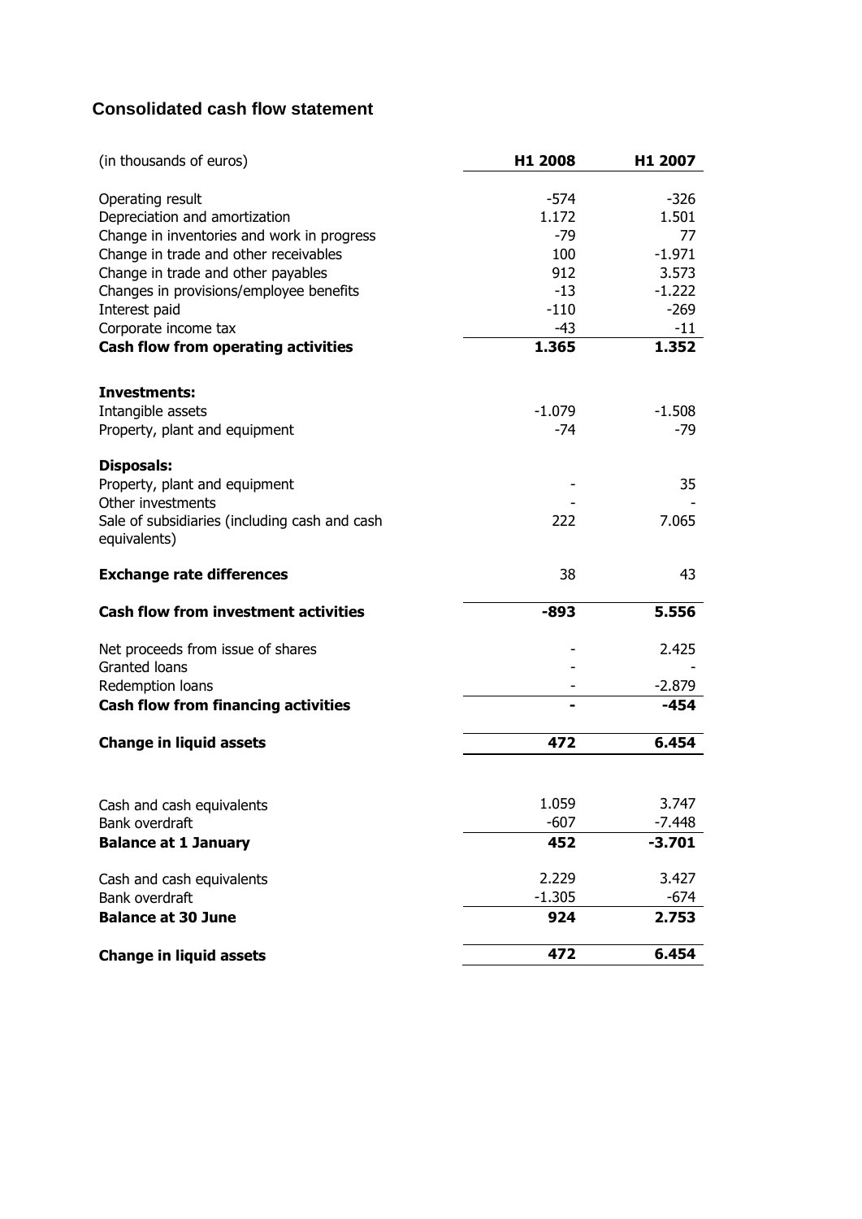## Consolidated cash flow statement

| (in thousands of euros) | H1 2008 | H1 2007 |
|---|---|---|
| Operating result | -574 | -326 |
| Depreciation and amortization | 1.172 | 1.501 |
| Change in inventories and work in progress | -79 | 77 |
| Change in trade and other receivables | 100 | -1.971 |
| Change in trade and other payables | 912 | 3.573 |
| Changes in provisions/employee benefits | -13 | -1.222 |
| Interest paid | -110 | -269 |
| Corporate income tax | -43 | -11 |
| **Cash flow from operating activities** | **1.365** | **1.352** |
| | | |
| **Investments:** | | |
| Intangible assets | -1.079 | -1.508 |
| Property, plant and equipment | -74 | -79 |
| | | |
| **Disposals:** | | |
| Property, plant and equipment | - | 35 |
| Other investments | - | - |
| Sale of subsidiaries (including cash and cash equivalents) | 222 | 7.065 |
| | | |
| **Exchange rate differences** | 38 | 43 |
| | | |
| **Cash flow from investment activities** | **-893** | **5.556** |
| | | |
| Net proceeds from issue of shares | - | 2.425 |
| Granted loans | - | - |
| Redemption loans | - | -2.879 |
| **Cash flow from financing activities** | **-** | **-454** |
| | | |
| **Change in liquid assets** | **472** | **6.454** |
| | | |
| Cash and cash equivalents | 1.059 | 3.747 |
| Bank overdraft | -607 | -7.448 |
| **Balance at 1 January** | **452** | **-3.701** |
| | | |
| Cash and cash equivalents | 2.229 | 3.427 |
| Bank overdraft | -1.305 | -674 |
| **Balance at 30 June** | **924** | **2.753** |
| | | |
| **Change in liquid assets** | **472** | **6.454** |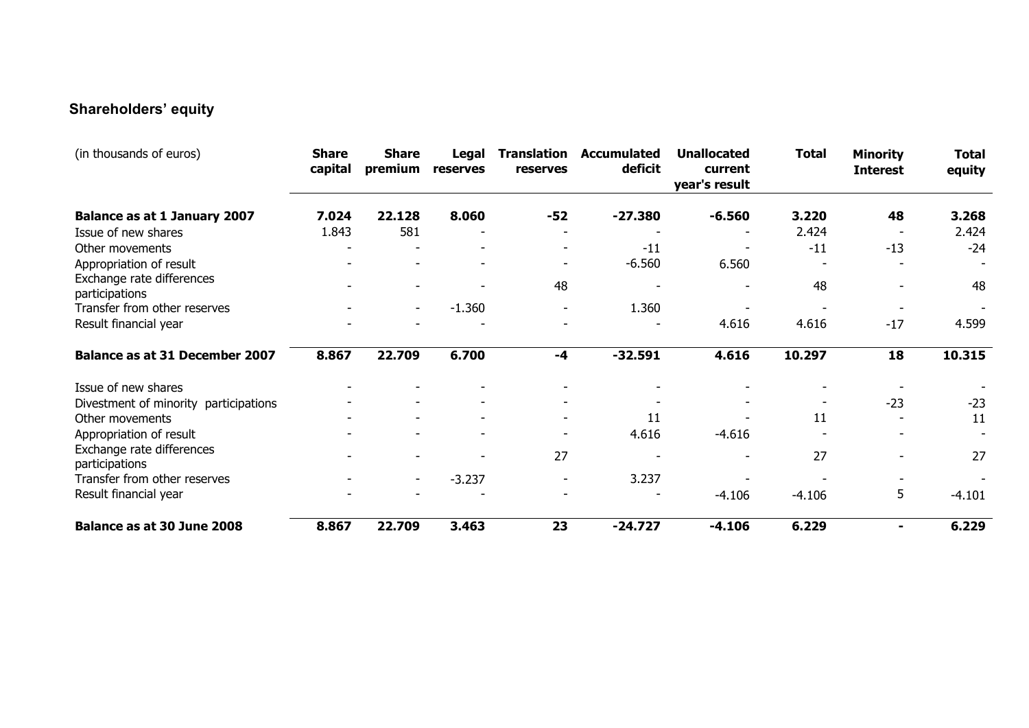## Shareholders' equity

| (in thousands of euros) | Share capital | Share premium | Legal reserves | Translation reserves | Accumulated deficit | Unallocated current year's result | Total | Minority Interest | Total equity |
|---|---|---|---|---|---|---|---|---|---|
| **Balance as at 1 January 2007** | **7.024** | **22.128** | **8.060** | **-52** | **-27.380** | **-6.560** | **3.220** | **48** | **3.268** |
| Issue of new shares | 1.843 | 581 | - | - | - | - | 2.424 | - | 2.424 |
| Other movements | - | - | - | - | -11 | - | -11 | -13 | -24 |
| Appropriation of result | - | - | - | - | -6.560 | 6.560 | - | - | - |
| Exchange rate differences participations | - | - | - | 48 | - | - | 48 | - | 48 |
| Transfer from other reserves | - | - | -1.360 | - | 1.360 | - | - | - | - |
| Result financial year | - | - | - | - | - | 4.616 | 4.616 | -17 | 4.599 |
| **Balance as at 31 December 2007** | **8.867** | **22.709** | **6.700** | **-4** | **-32.591** | **4.616** | **10.297** | **18** | **10.315** |
| Issue of new shares | - | - | - | - | - | - | - | - | - |
| Divestment of minority participations | - | - | - | - | - | - | - | -23 | -23 |
| Other movements | - | - | - | - | 11 | - | 11 | - | 11 |
| Appropriation of result | - | - | - | - | 4.616 | -4.616 | - | - | - |
| Exchange rate differences participations | - | - | - | 27 | - | - | 27 | - | 27 |
| Transfer from other reserves | - | - | -3.237 | - | 3.237 | - | - | - | - |
| Result financial year | - | - | - | - | - | -4.106 | -4.106 | 5 | -4.101 |
| **Balance as at 30 June 2008** | **8.867** | **22.709** | **3.463** | **23** | **-24.727** | **-4.106** | **6.229** | **-** | **6.229** |